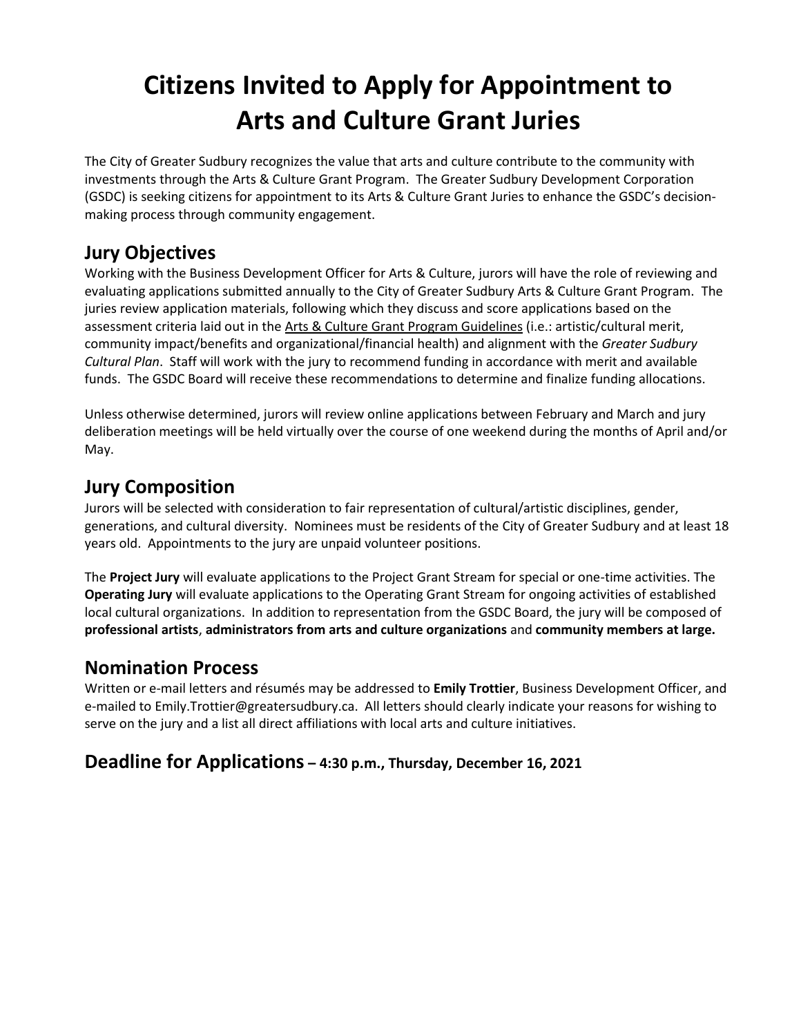# Citizens Invited to Apply for Appointment to Arts and Culture Grant Juries

The City of Greater Sudbury recognizes the value that arts and culture contribute to the community with investments through the Arts & Culture Grant Program. The Greater Sudbury Development Corporation (GSDC) is seeking citizens for appointment to its Arts & Culture Grant Juries to enhance the GSDC's decision-making process through community engagement.

## Jury Objectives

Working with the Business Development Officer for Arts & Culture, jurors will have the role of reviewing and evaluating applications submitted annually to the City of Greater Sudbury Arts & Culture Grant Program. The juries review application materials, following which they discuss and score applications based on the assessment criteria laid out in the Arts & Culture Grant Program Guidelines (i.e.: artistic/cultural merit, community impact/benefits and organizational/financial health) and alignment with the *Greater Sudbury Cultural Plan*. Staff will work with the jury to recommend funding in accordance with merit and available funds. The GSDC Board will receive these recommendations to determine and finalize funding allocations.

Unless otherwise determined, jurors will review online applications between February and March and jury deliberation meetings will be held virtually over the course of one weekend during the months of April and/or May.

## Jury Composition

Jurors will be selected with consideration to fair representation of cultural/artistic disciplines, gender, generations, and cultural diversity. Nominees must be residents of the City of Greater Sudbury and at least 18 years old. Appointments to the jury are unpaid volunteer positions.

The **Project Jury** will evaluate applications to the Project Grant Stream for special or one-time activities. The **Operating Jury** will evaluate applications to the Operating Grant Stream for ongoing activities of established local cultural organizations. In addition to representation from the GSDC Board, the jury will be composed of **professional artists**, **administrators from arts and culture organizations** and **community members at large.**

## Nomination Process

Written or e-mail letters and résumés may be addressed to **Emily Trottier**, Business Development Officer, and e-mailed to Emily.Trottier@greatersudbury.ca. All letters should clearly indicate your reasons for wishing to serve on the jury and a list all direct affiliations with local arts and culture initiatives.

## Deadline for Applications – 4:30 p.m., Thursday, December 16, 2021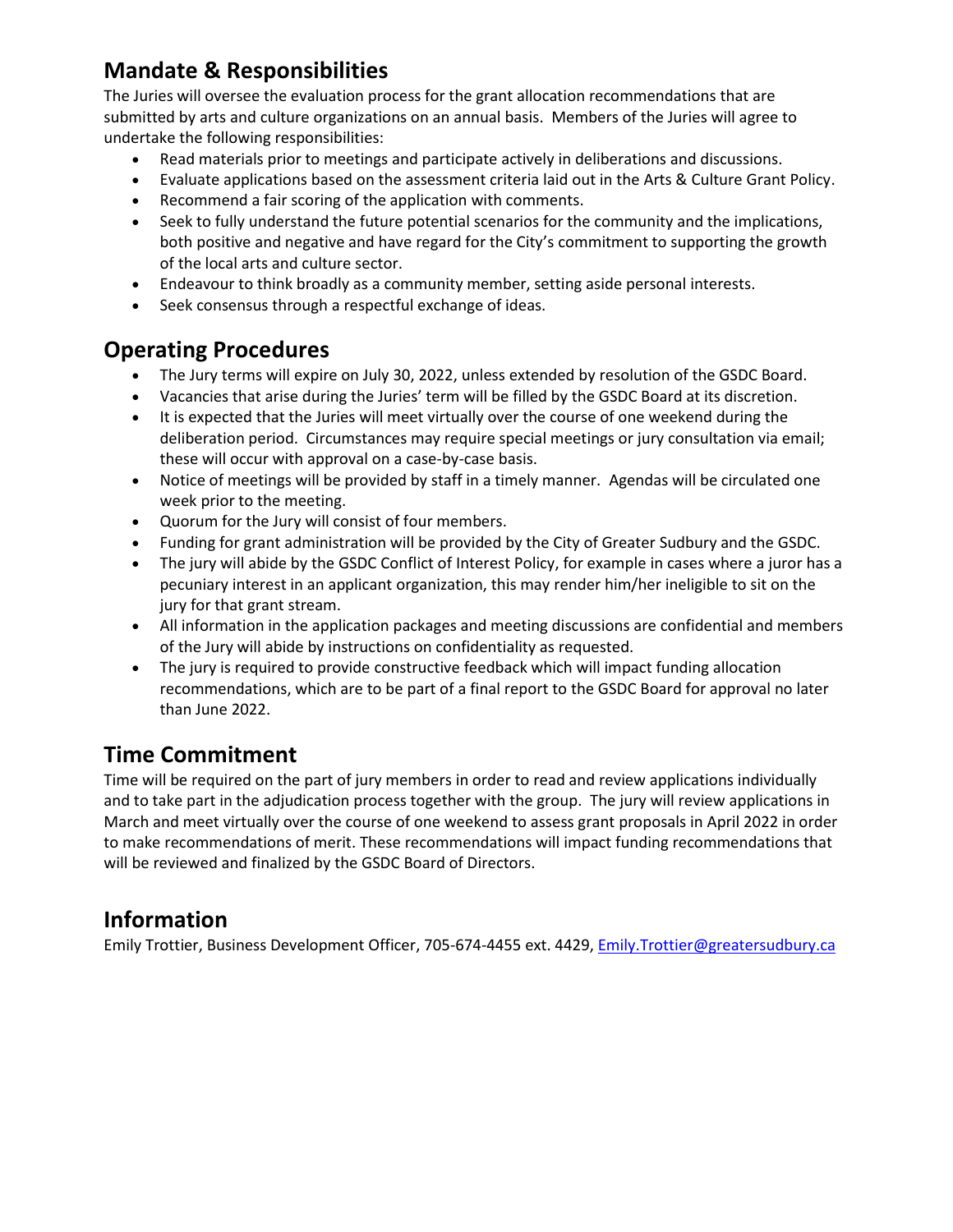## Mandate & Responsibilities

The Juries will oversee the evaluation process for the grant allocation recommendations that are submitted by arts and culture organizations on an annual basis. Members of the Juries will agree to undertake the following responsibilities:

- Read materials prior to meetings and participate actively in deliberations and discussions.
- Evaluate applications based on the assessment criteria laid out in the Arts & Culture Grant Policy.
- Recommend a fair scoring of the application with comments.
- Seek to fully understand the future potential scenarios for the community and the implications, both positive and negative and have regard for the City's commitment to supporting the growth of the local arts and culture sector.
- Endeavour to think broadly as a community member, setting aside personal interests.
- Seek consensus through a respectful exchange of ideas.

## Operating Procedures

- The Jury terms will expire on July 30, 2022, unless extended by resolution of the GSDC Board.
- Vacancies that arise during the Juries' term will be filled by the GSDC Board at its discretion.
- It is expected that the Juries will meet virtually over the course of one weekend during the deliberation period. Circumstances may require special meetings or jury consultation via email; these will occur with approval on a case-by-case basis.
- Notice of meetings will be provided by staff in a timely manner. Agendas will be circulated one week prior to the meeting.
- Quorum for the Jury will consist of four members.
- Funding for grant administration will be provided by the City of Greater Sudbury and the GSDC.
- The jury will abide by the GSDC Conflict of Interest Policy, for example in cases where a juror has a pecuniary interest in an applicant organization, this may render him/her ineligible to sit on the jury for that grant stream.
- All information in the application packages and meeting discussions are confidential and members of the Jury will abide by instructions on confidentiality as requested.
- The jury is required to provide constructive feedback which will impact funding allocation recommendations, which are to be part of a final report to the GSDC Board for approval no later than June 2022.

## Time Commitment

Time will be required on the part of jury members in order to read and review applications individually and to take part in the adjudication process together with the group. The jury will review applications in March and meet virtually over the course of one weekend to assess grant proposals in April 2022 in order to make recommendations of merit. These recommendations will impact funding recommendations that will be reviewed and finalized by the GSDC Board of Directors.

## Information

Emily Trottier, Business Development Officer, 705-674-4455 ext. 4429, Emily.Trottier@greatersudbury.ca